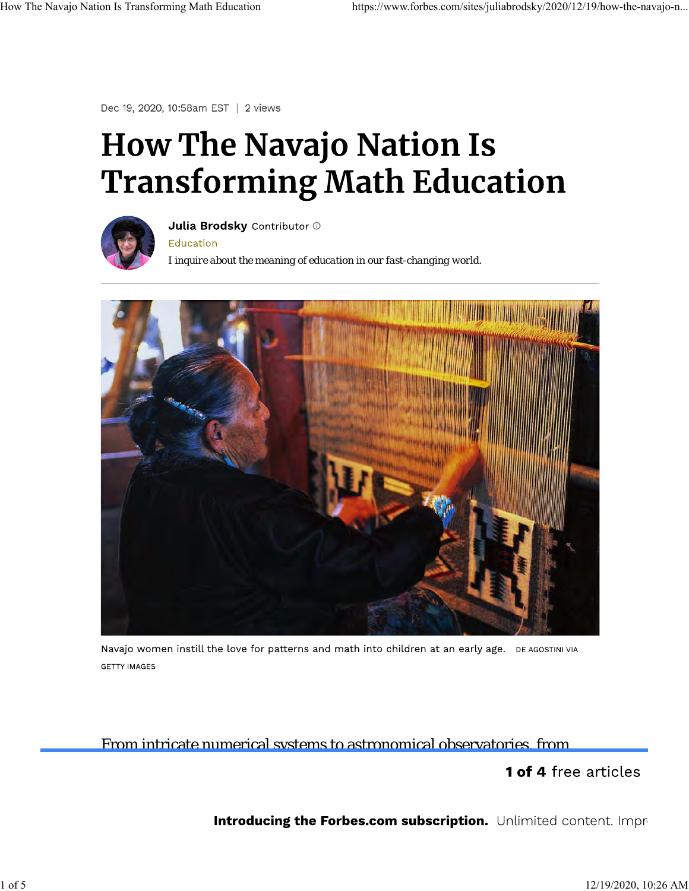Dec 19, 2020, 10:58am EST | 2 views

# How The Navajo Nation Is Transforming Math Education

**Julia Brodsky** Contributor

Education

I inquire about the meaning of education in our fast-changing world.

Navajo women instill the love for patterns and math into children at an early age. DE AGOSTINI VIA GETTY IMAGES

From intricate numerical systems to astronomical observatories, from

**1 of 4** free articles

**Introducing the Forbes.com subscription.** Unlimited content. Impr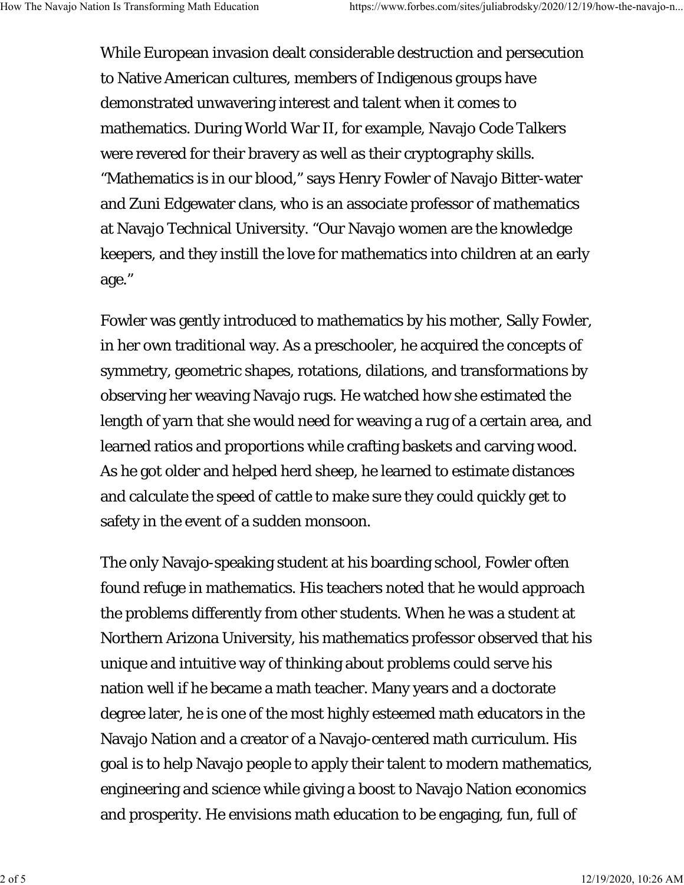While European invasion dealt considerable destruction and persecution to Native American cultures, members of Indigenous groups have demonstrated unwavering interest and talent when it comes to mathematics. During World War II, for example, Navajo Code Talkers were revered for their bravery as well as their cryptography skills. "Mathematics is in our blood," says Henry Fowler of Navajo Bitter-water and Zuni Edgewater clans, who is an associate professor of mathematics at Navajo Technical University. "Our Navajo women are the knowledge keepers, and they instill the love for mathematics into children at an early age."

Fowler was gently introduced to mathematics by his mother, Sally Fowler, in her own traditional way. As a preschooler, he acquired the concepts of symmetry, geometric shapes, rotations, dilations, and transformations by observing her weaving Navajo rugs. He watched how she estimated the length of yarn that she would need for weaving a rug of a certain area, and learned ratios and proportions while crafting baskets and carving wood. As he got older and helped herd sheep, he learned to estimate distances and calculate the speed of cattle to make sure they could quickly get to safety in the event of a sudden monsoon.

The only Navajo-speaking student at his boarding school, Fowler often found refuge in mathematics. His teachers noted that he would approach the problems differently from other students. When he was a student at Northern Arizona University, his mathematics professor observed that his unique and intuitive way of thinking about problems could serve his nation well if he became a math teacher. Many years and a doctorate degree later, he is one of the most highly esteemed math educators in the Navajo Nation and a creator of a Navajo-centered math curriculum. His goal is to help Navajo people to apply their talent to modern mathematics, engineering and science while giving a boost to Navajo Nation economics and prosperity. He envisions math education to be engaging, fun, full of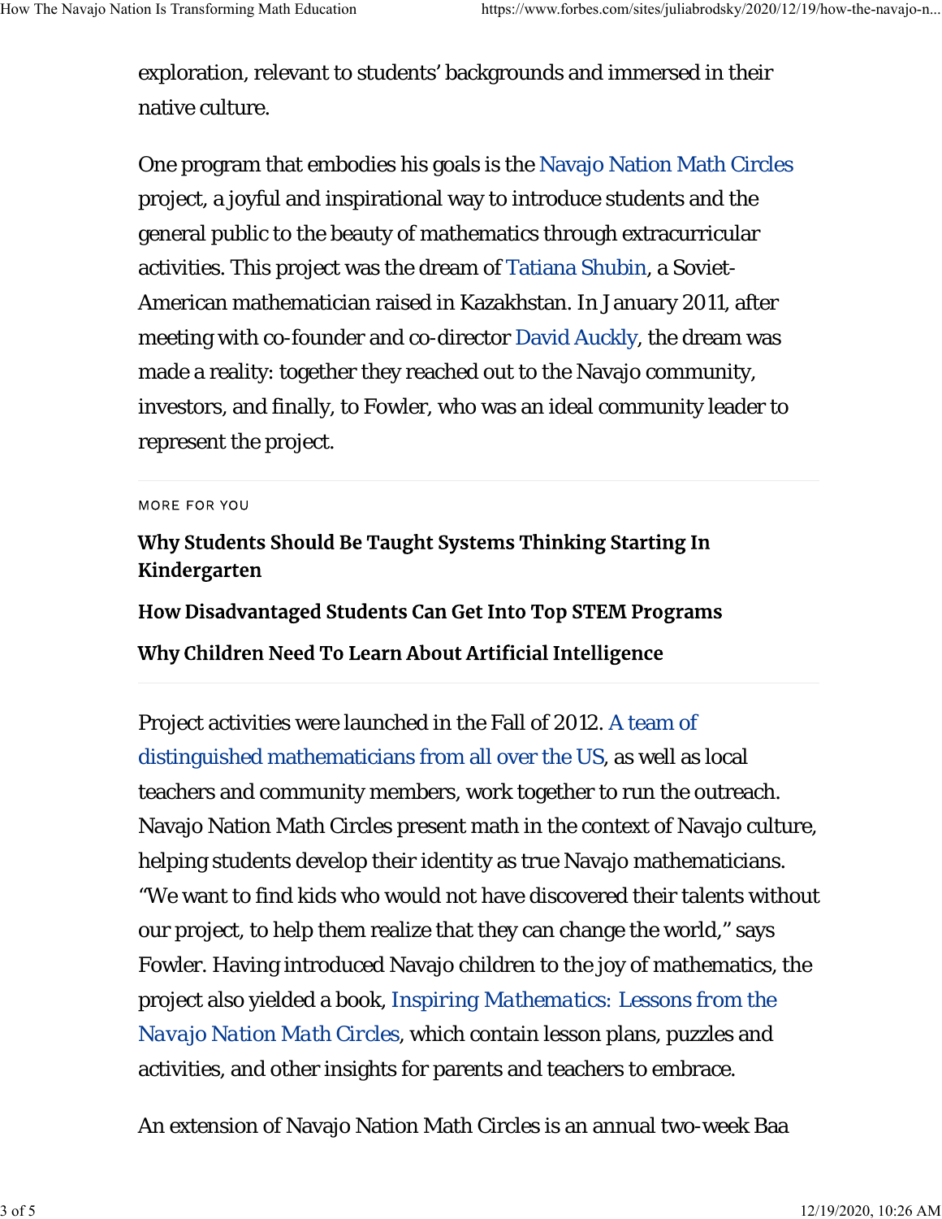exploration, relevant to students' backgrounds and immersed in their native culture.

One program that embodies his goals is the Navajo Nation Math Circles project, a joyful and inspirational way to introduce students and the general public to the beauty of mathematics through extracurricular activities. This project was the dream of Tatiana Shubin, a Soviet-American mathematician raised in Kazakhstan. In January 2011, after meeting with co-founder and co-director David Auckly, the dream was made a reality: together they reached out to the Navajo community, investors, and finally, to Fowler, who was an ideal community leader to represent the project.

MORE FOR YOU

**Why Students Should Be Taught Systems Thinking Starting In Kindergarten**

**How Disadvantaged Students Can Get Into Top STEM Programs**

**Why Children Need To Learn About Artificial Intelligence**

Project activities were launched in the Fall of 2012. A team of distinguished mathematicians from all over the US, as well as local teachers and community members, work together to run the outreach. Navajo Nation Math Circles present math in the context of Navajo culture, helping students develop their identity as true Navajo mathematicians. "We want to find kids who would not have discovered their talents without our project, to help them realize that they can change the world," says Fowler. Having introduced Navajo children to the joy of mathematics, the project also yielded a book, *Inspiring Mathematics: Lessons from the Navajo Nation Math Circles*, which contain lesson plans, puzzles and activities, and other insights for parents and teachers to embrace.

An extension of Navajo Nation Math Circles is an annual two-week Baa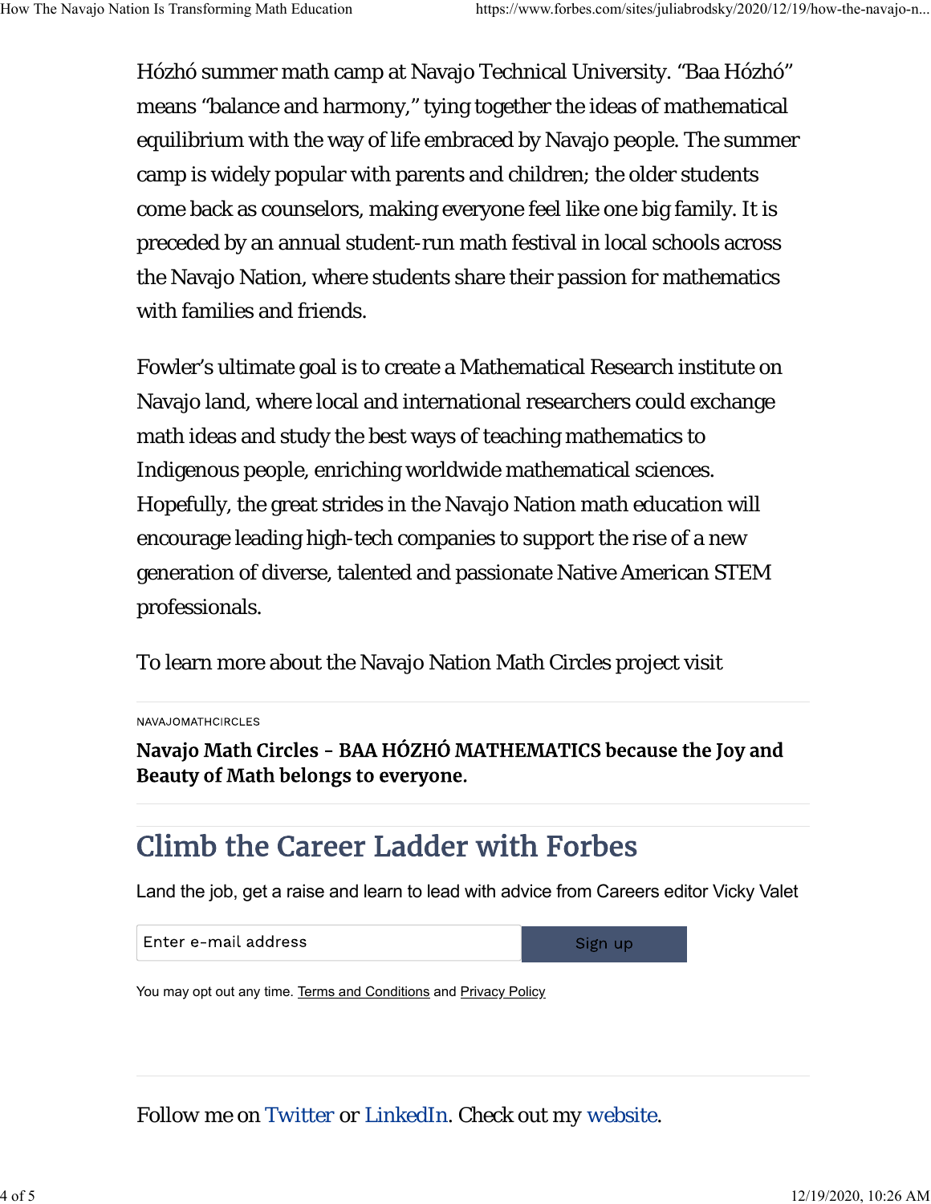Hózhó summer math camp at Navajo Technical University. "Baa Hózhó" means "balance and harmony," tying together the ideas of mathematical equilibrium with the way of life embraced by Navajo people. The summer camp is widely popular with parents and children; the older students come back as counselors, making everyone feel like one big family. It is preceded by an annual student-run math festival in local schools across the Navajo Nation, where students share their passion for mathematics with families and friends.

Fowler's ultimate goal is to create a Mathematical Research institute on Navajo land, where local and international researchers could exchange math ideas and study the best ways of teaching mathematics to Indigenous people, enriching worldwide mathematical sciences. Hopefully, the great strides in the Navajo Nation math education will encourage leading high-tech companies to support the rise of a new generation of diverse, talented and passionate Native American STEM professionals.

To learn more about the Navajo Nation Math Circles project visit

NAVAJOMATHCIRCLES

**Navajo Math Circles – BAA HÓZHÓ MATHEMATICS because the Joy and Beauty of Math belongs to everyone.**

## Climb the Career Ladder with Forbes

Land the job, get a raise and learn to lead with advice from Careers editor Vicky Valet

Enter e-mail address | Sign up

You may opt out any time. Terms and Conditions and Privacy Policy

Follow me on Twitter or LinkedIn. Check out my website.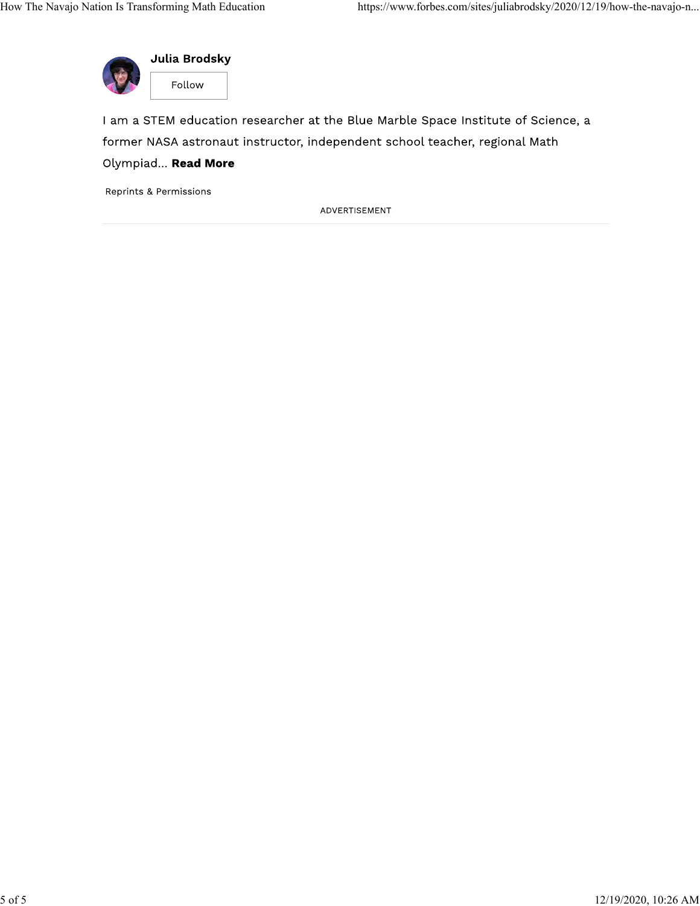**Julia Brodsky**

Follow

I am a STEM education researcher at the Blue Marble Space Institute of Science, a former NASA astronaut instructor, independent school teacher, regional Math Olympiad... **Read More**

Reprints & Permissions

ADVERTISEMENT